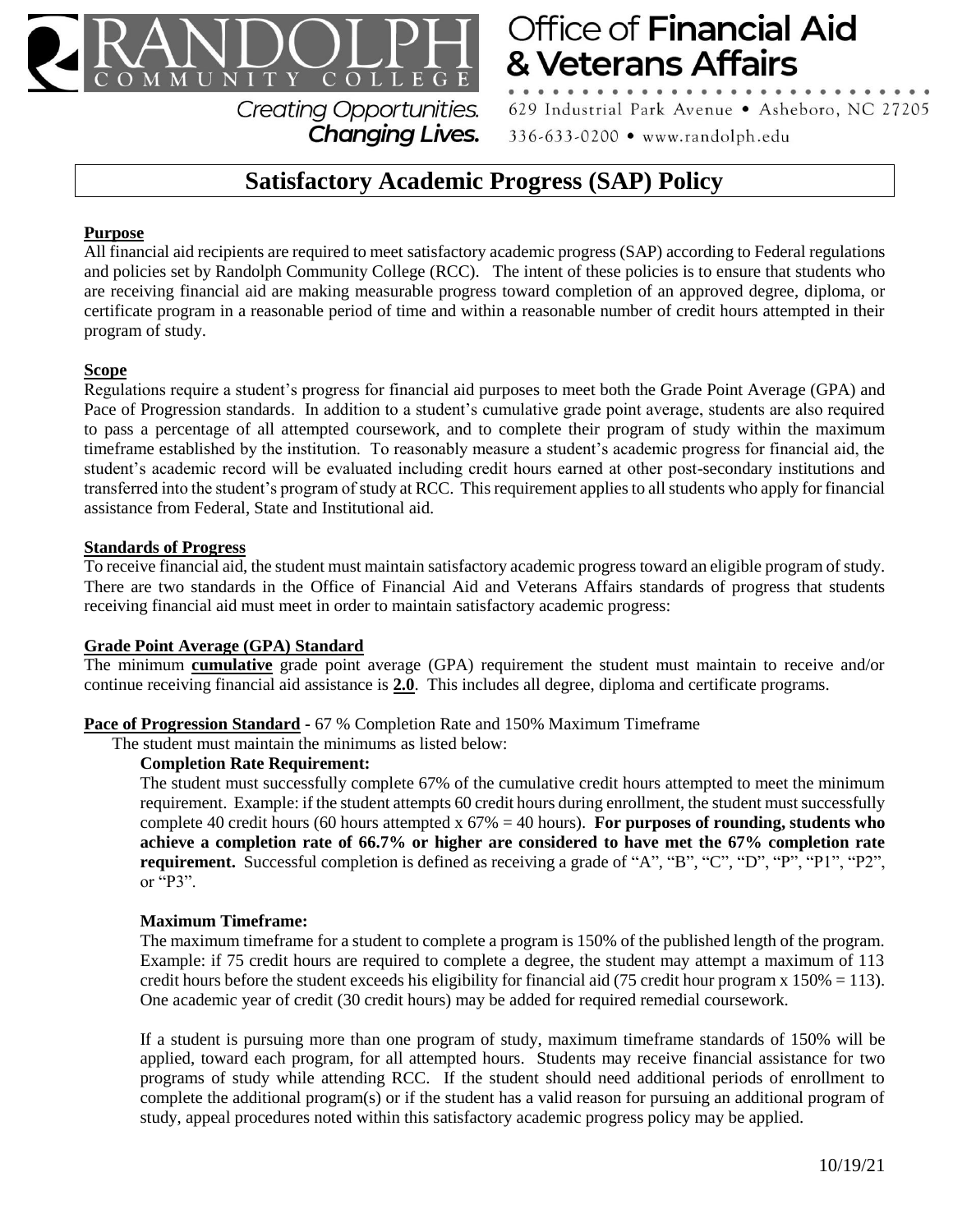# RANDOLPH COMMUNITY COLLEGE

*Creating Opportunities.* ***Changing Lives.***

Office of **Financial Aid & Veterans Affairs**

629 Industrial Park Avenue • Asheboro, NC 27205

336-633-0200 • www.randolph.edu

# Satisfactory Academic Progress (SAP) Policy

## Purpose

All financial aid recipients are required to meet satisfactory academic progress (SAP) according to Federal regulations and policies set by Randolph Community College (RCC). The intent of these policies is to ensure that students who are receiving financial aid are making measurable progress toward completion of an approved degree, diploma, or certificate program in a reasonable period of time and within a reasonable number of credit hours attempted in their program of study.

## Scope

Regulations require a student's progress for financial aid purposes to meet both the Grade Point Average (GPA) and Pace of Progression standards. In addition to a student's cumulative grade point average, students are also required to pass a percentage of all attempted coursework, and to complete their program of study within the maximum timeframe established by the institution. To reasonably measure a student's academic progress for financial aid, the student's academic record will be evaluated including credit hours earned at other post-secondary institutions and transferred into the student's program of study at RCC. This requirement applies to all students who apply for financial assistance from Federal, State and Institutional aid.

## Standards of Progress

To receive financial aid, the student must maintain satisfactory academic progress toward an eligible program of study. There are two standards in the Office of Financial Aid and Veterans Affairs standards of progress that students receiving financial aid must meet in order to maintain satisfactory academic progress:

## Grade Point Average (GPA) Standard

The minimum **cumulative** grade point average (GPA) requirement the student must maintain to receive and/or continue receiving financial aid assistance is **2.0**. This includes all degree, diploma and certificate programs.

## Pace of Progression Standard - 67 % Completion Rate and 150% Maximum Timeframe

The student must maintain the minimums as listed below:

### Completion Rate Requirement:

The student must successfully complete 67% of the cumulative credit hours attempted to meet the minimum requirement. Example: if the student attempts 60 credit hours during enrollment, the student must successfully complete 40 credit hours (60 hours attempted x 67% = 40 hours). **For purposes of rounding, students who achieve a completion rate of 66.7% or higher are considered to have met the 67% completion rate requirement.** Successful completion is defined as receiving a grade of "A", "B", "C", "D", "P", "P1", "P2", or "P3".

### Maximum Timeframe:

The maximum timeframe for a student to complete a program is 150% of the published length of the program. Example: if 75 credit hours are required to complete a degree, the student may attempt a maximum of 113 credit hours before the student exceeds his eligibility for financial aid (75 credit hour program x 150% = 113). One academic year of credit (30 credit hours) may be added for required remedial coursework.

If a student is pursuing more than one program of study, maximum timeframe standards of 150% will be applied, toward each program, for all attempted hours. Students may receive financial assistance for two programs of study while attending RCC. If the student should need additional periods of enrollment to complete the additional program(s) or if the student has a valid reason for pursuing an additional program of study, appeal procedures noted within this satisfactory academic progress policy may be applied.

10/19/21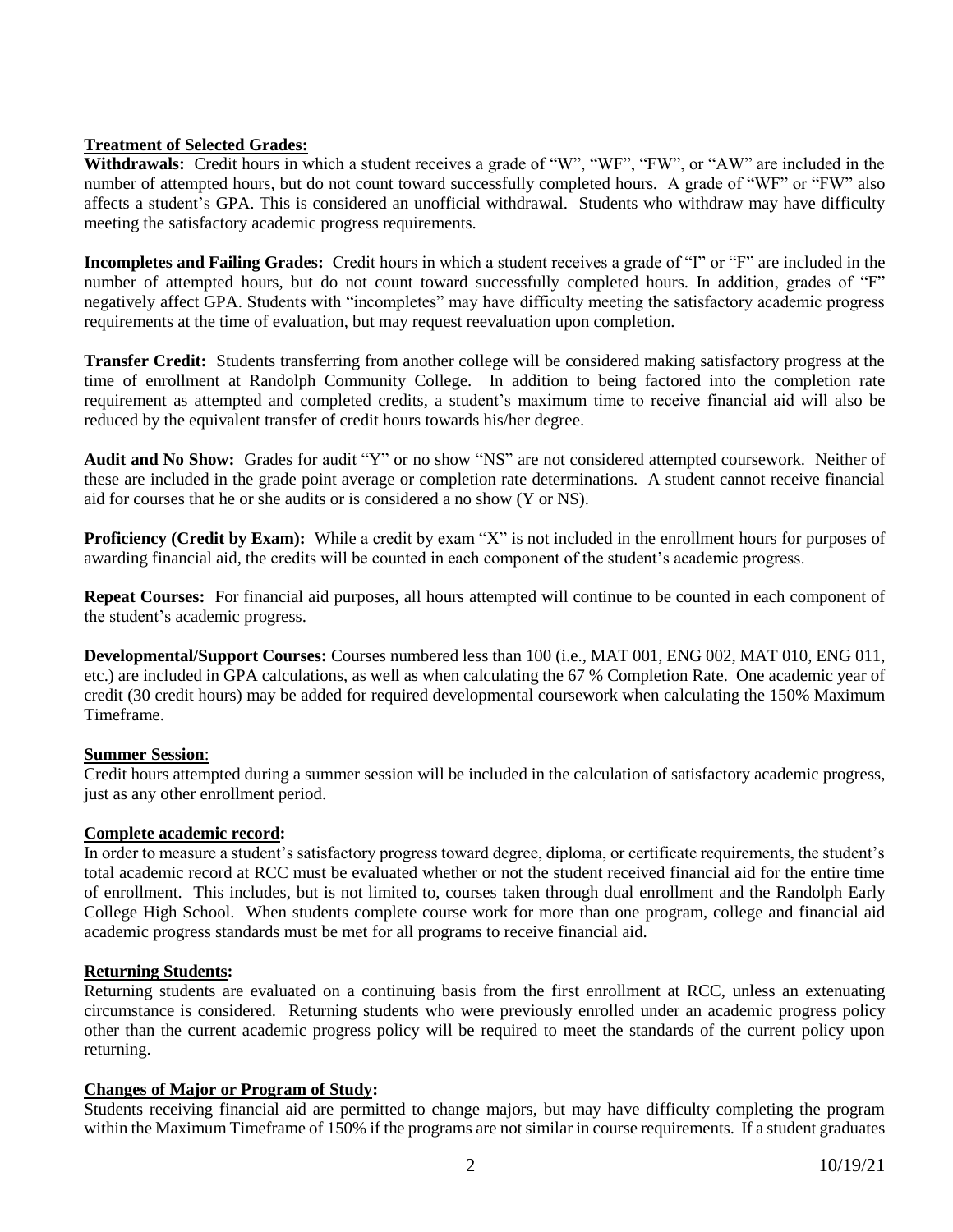**Treatment of Selected Grades:**

**Withdrawals:** Credit hours in which a student receives a grade of "W", "WF", "FW", or "AW" are included in the number of attempted hours, but do not count toward successfully completed hours. A grade of "WF" or "FW" also affects a student's GPA. This is considered an unofficial withdrawal. Students who withdraw may have difficulty meeting the satisfactory academic progress requirements.

**Incompletes and Failing Grades:** Credit hours in which a student receives a grade of "I" or "F" are included in the number of attempted hours, but do not count toward successfully completed hours. In addition, grades of "F" negatively affect GPA. Students with "incompletes" may have difficulty meeting the satisfactory academic progress requirements at the time of evaluation, but may request reevaluation upon completion.

**Transfer Credit:** Students transferring from another college will be considered making satisfactory progress at the time of enrollment at Randolph Community College. In addition to being factored into the completion rate requirement as attempted and completed credits, a student's maximum time to receive financial aid will also be reduced by the equivalent transfer of credit hours towards his/her degree.

**Audit and No Show:** Grades for audit "Y" or no show "NS" are not considered attempted coursework. Neither of these are included in the grade point average or completion rate determinations. A student cannot receive financial aid for courses that he or she audits or is considered a no show (Y or NS).

**Proficiency (Credit by Exam):** While a credit by exam "X" is not included in the enrollment hours for purposes of awarding financial aid, the credits will be counted in each component of the student's academic progress.

**Repeat Courses:** For financial aid purposes, all hours attempted will continue to be counted in each component of the student's academic progress.

**Developmental/Support Courses:** Courses numbered less than 100 (i.e., MAT 001, ENG 002, MAT 010, ENG 011, etc.) are included in GPA calculations, as well as when calculating the 67 % Completion Rate. One academic year of credit (30 credit hours) may be added for required developmental coursework when calculating the 150% Maximum Timeframe.

**Summer Session**:

Credit hours attempted during a summer session will be included in the calculation of satisfactory academic progress, just as any other enrollment period.

**Complete academic record:**

In order to measure a student's satisfactory progress toward degree, diploma, or certificate requirements, the student's total academic record at RCC must be evaluated whether or not the student received financial aid for the entire time of enrollment. This includes, but is not limited to, courses taken through dual enrollment and the Randolph Early College High School. When students complete course work for more than one program, college and financial aid academic progress standards must be met for all programs to receive financial aid.

**Returning Students:**

Returning students are evaluated on a continuing basis from the first enrollment at RCC, unless an extenuating circumstance is considered. Returning students who were previously enrolled under an academic progress policy other than the current academic progress policy will be required to meet the standards of the current policy upon returning.

**Changes of Major or Program of Study:**

Students receiving financial aid are permitted to change majors, but may have difficulty completing the program within the Maximum Timeframe of 150% if the programs are not similar in course requirements. If a student graduates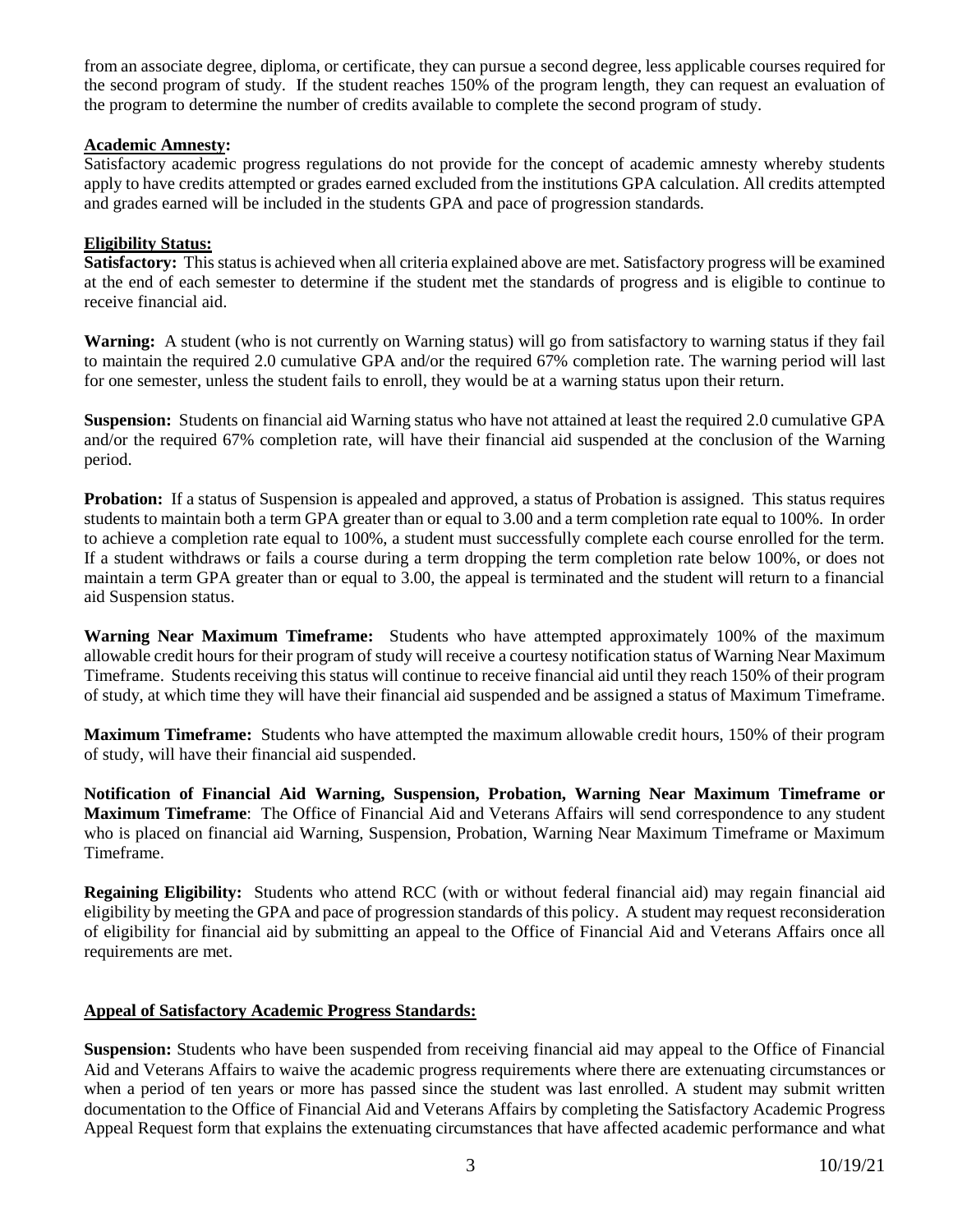from an associate degree, diploma, or certificate, they can pursue a second degree, less applicable courses required for the second program of study. If the student reaches 150% of the program length, they can request an evaluation of the program to determine the number of credits available to complete the second program of study.

**Academic Amnesty:**

Satisfactory academic progress regulations do not provide for the concept of academic amnesty whereby students apply to have credits attempted or grades earned excluded from the institutions GPA calculation. All credits attempted and grades earned will be included in the students GPA and pace of progression standards.

**Eligibility Status:**

**Satisfactory:** This status is achieved when all criteria explained above are met. Satisfactory progress will be examined at the end of each semester to determine if the student met the standards of progress and is eligible to continue to receive financial aid.

**Warning:** A student (who is not currently on Warning status) will go from satisfactory to warning status if they fail to maintain the required 2.0 cumulative GPA and/or the required 67% completion rate. The warning period will last for one semester, unless the student fails to enroll, they would be at a warning status upon their return.

**Suspension:** Students on financial aid Warning status who have not attained at least the required 2.0 cumulative GPA and/or the required 67% completion rate, will have their financial aid suspended at the conclusion of the Warning period.

**Probation:** If a status of Suspension is appealed and approved, a status of Probation is assigned. This status requires students to maintain both a term GPA greater than or equal to 3.00 and a term completion rate equal to 100%. In order to achieve a completion rate equal to 100%, a student must successfully complete each course enrolled for the term. If a student withdraws or fails a course during a term dropping the term completion rate below 100%, or does not maintain a term GPA greater than or equal to 3.00, the appeal is terminated and the student will return to a financial aid Suspension status.

**Warning Near Maximum Timeframe:** Students who have attempted approximately 100% of the maximum allowable credit hours for their program of study will receive a courtesy notification status of Warning Near Maximum Timeframe. Students receiving this status will continue to receive financial aid until they reach 150% of their program of study, at which time they will have their financial aid suspended and be assigned a status of Maximum Timeframe.

**Maximum Timeframe:** Students who have attempted the maximum allowable credit hours, 150% of their program of study, will have their financial aid suspended.

**Notification of Financial Aid Warning, Suspension, Probation, Warning Near Maximum Timeframe or Maximum Timeframe**: The Office of Financial Aid and Veterans Affairs will send correspondence to any student who is placed on financial aid Warning, Suspension, Probation, Warning Near Maximum Timeframe or Maximum Timeframe.

**Regaining Eligibility:** Students who attend RCC (with or without federal financial aid) may regain financial aid eligibility by meeting the GPA and pace of progression standards of this policy. A student may request reconsideration of eligibility for financial aid by submitting an appeal to the Office of Financial Aid and Veterans Affairs once all requirements are met.

**Appeal of Satisfactory Academic Progress Standards:**

**Suspension:** Students who have been suspended from receiving financial aid may appeal to the Office of Financial Aid and Veterans Affairs to waive the academic progress requirements where there are extenuating circumstances or when a period of ten years or more has passed since the student was last enrolled. A student may submit written documentation to the Office of Financial Aid and Veterans Affairs by completing the Satisfactory Academic Progress Appeal Request form that explains the extenuating circumstances that have affected academic performance and what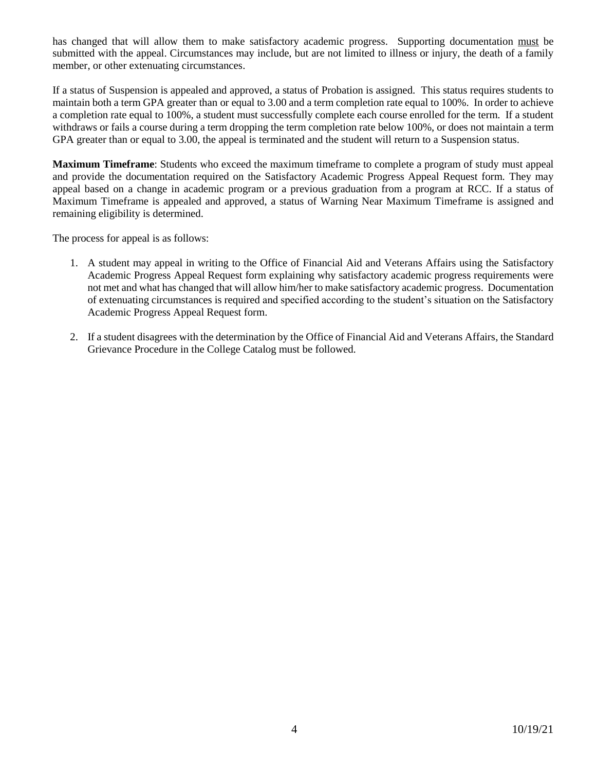has changed that will allow them to make satisfactory academic progress. Supporting documentation <u>must</u> be submitted with the appeal. Circumstances may include, but are not limited to illness or injury, the death of a family member, or other extenuating circumstances.

If a status of Suspension is appealed and approved, a status of Probation is assigned. This status requires students to maintain both a term GPA greater than or equal to 3.00 and a term completion rate equal to 100%. In order to achieve a completion rate equal to 100%, a student must successfully complete each course enrolled for the term. If a student withdraws or fails a course during a term dropping the term completion rate below 100%, or does not maintain a term GPA greater than or equal to 3.00, the appeal is terminated and the student will return to a Suspension status.

**Maximum Timeframe**: Students who exceed the maximum timeframe to complete a program of study must appeal and provide the documentation required on the Satisfactory Academic Progress Appeal Request form. They may appeal based on a change in academic program or a previous graduation from a program at RCC. If a status of Maximum Timeframe is appealed and approved, a status of Warning Near Maximum Timeframe is assigned and remaining eligibility is determined.

The process for appeal is as follows:

1. A student may appeal in writing to the Office of Financial Aid and Veterans Affairs using the Satisfactory Academic Progress Appeal Request form explaining why satisfactory academic progress requirements were not met and what has changed that will allow him/her to make satisfactory academic progress. Documentation of extenuating circumstances is required and specified according to the student's situation on the Satisfactory Academic Progress Appeal Request form.

2. If a student disagrees with the determination by the Office of Financial Aid and Veterans Affairs, the Standard Grievance Procedure in the College Catalog must be followed.